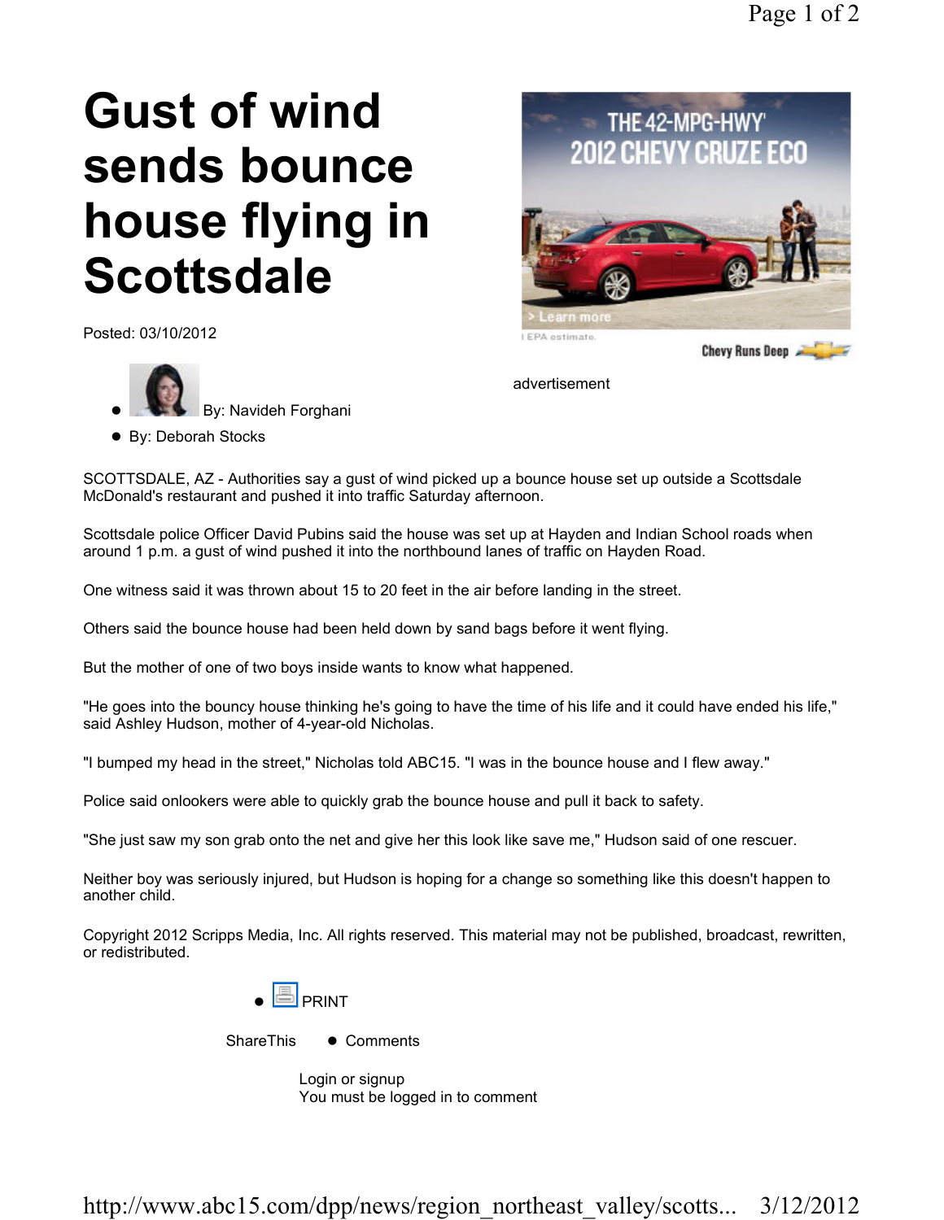# Gust of wind sends bounce house flying in Scottsdale

Posted: 03/10/2012

THE 42-MPG-HWY¹ 2012 CHEVY CRUZE ECO

> Learn more

¹ EPA estimate.

Chevy Runs Deep

advertisement

- By: Navideh Forghani
- By: Deborah Stocks

SCOTTSDALE, AZ - Authorities say a gust of wind picked up a bounce house set up outside a Scottsdale McDonald's restaurant and pushed it into traffic Saturday afternoon.

Scottsdale police Officer David Pubins said the house was set up at Hayden and Indian School roads when around 1 p.m. a gust of wind pushed it into the northbound lanes of traffic on Hayden Road.

One witness said it was thrown about 15 to 20 feet in the air before landing in the street.

Others said the bounce house had been held down by sand bags before it went flying.

But the mother of one of two boys inside wants to know what happened.

"He goes into the bouncy house thinking he's going to have the time of his life and it could have ended his life," said Ashley Hudson, mother of 4-year-old Nicholas.

"I bumped my head in the street," Nicholas told ABC15. "I was in the bounce house and I flew away."

Police said onlookers were able to quickly grab the bounce house and pull it back to safety.

"She just saw my son grab onto the net and give her this look like save me," Hudson said of one rescuer.

Neither boy was seriously injured, but Hudson is hoping for a change so something like this doesn't happen to another child.

Copyright 2012 Scripps Media, Inc. All rights reserved. This material may not be published, broadcast, rewritten, or redistributed.

- PRINT

ShareThis

- Comments

Login or signup
You must be logged in to comment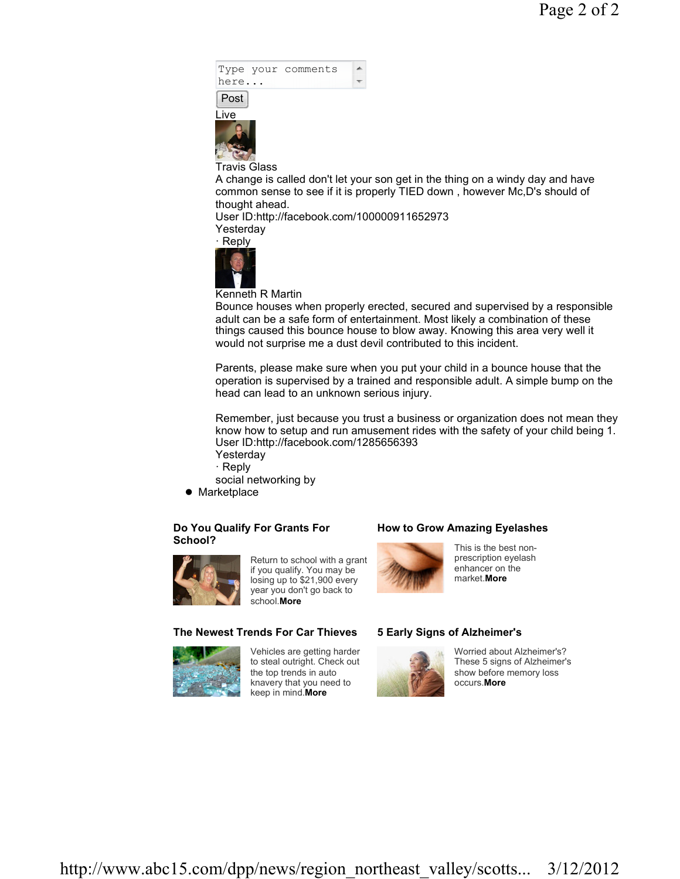Type your comments here...

Post

Live

Travis Glass

A change is called don't let your son get in the thing on a windy day and have common sense to see if it is properly TIED down , however Mc,D's should of thought ahead.

User ID:http://facebook.com/100000911652973

Yesterday

· Reply

Kenneth R Martin

Bounce houses when properly erected, secured and supervised by a responsible adult can be a safe form of entertainment. Most likely a combination of these things caused this bounce house to blow away. Knowing this area very well it would not surprise me a dust devil contributed to this incident.

Parents, please make sure when you put your child in a bounce house that the operation is supervised by a trained and responsible adult. A simple bump on the head can lead to an unknown serious injury.

Remember, just because you trust a business or organization does not mean they know how to setup and run amusement rides with the safety of your child being 1.

User ID:http://facebook.com/1285656393

Yesterday

· Reply

social networking by

- Marketplace

**Do You Qualify For Grants For School?**

Return to school with a grant if you qualify. You may be losing up to $21,900 every year you don't go back to school.**More**

**How to Grow Amazing Eyelashes**

This is the best non-prescription eyelash enhancer on the market.**More**

**The Newest Trends For Car Thieves**

Vehicles are getting harder to steal outright. Check out the top trends in auto knavery that you need to keep in mind.**More**

**5 Early Signs of Alzheimer's**

Worried about Alzheimer's? These 5 signs of Alzheimer's show before memory loss occurs.**More**